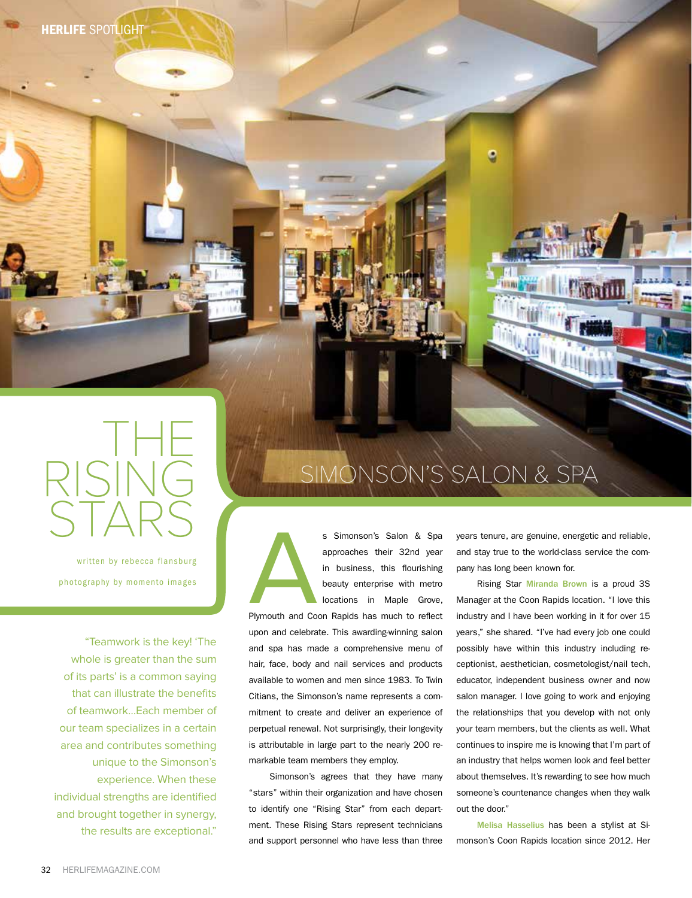# THE RISING STARS

## SIMONSON'S SALON & SPA

written by rebecca flansburg

photography by momento images

"Teamwork is the key! 'The whole is greater than the sum of its parts' is a common saying that can illustrate the benefits of teamwork...Each member of our team specializes in a certain area and contributes something unique to the Simonson's experience. When these individual strengths are identified and brought together in synergy, the results are exceptional."

As Simonson's Salon & Spa approaches their 32nd year in business, this flourishing beauty enterprise with metro locations in Maple Grove, Plymouth and Coon Rapids has much to reflect upon and celebrate. This awarding-winning salon and spa has made a comprehensive menu of hair, face, body and nail services and products available to women and men since 1983. To Twin Citians, the Simonson's name represents a commitment to create and deliver an experience of perpetual renewal. Not surprisingly, their longevity is attributable in large part to the nearly 200 remarkable team members they employ.

Simonson's agrees that they have many "stars" within their organization and have chosen to identify one "Rising Star" from each department. These Rising Stars represent technicians and support personnel who have less than three years tenure, are genuine, energetic and reliable, and stay true to the world-class service the company has long been known for.

Rising Star **Miranda Brown** is a proud 3S Manager at the Coon Rapids location. "I love this industry and I have been working in it for over 15 years," she shared. "I've had every job one could possibly have within this industry including receptionist, aesthetician, cosmetologist/nail tech, educator, independent business owner and now salon manager. I love going to work and enjoying the relationships that you develop with not only your team members, but the clients as well. What continues to inspire me is knowing that I'm part of an industry that helps women look and feel better about themselves. It's rewarding to see how much someone's countenance changes when they walk out the door."

**Melisa Hasselius** has been a stylist at Simonson's Coon Rapids location since 2012. Her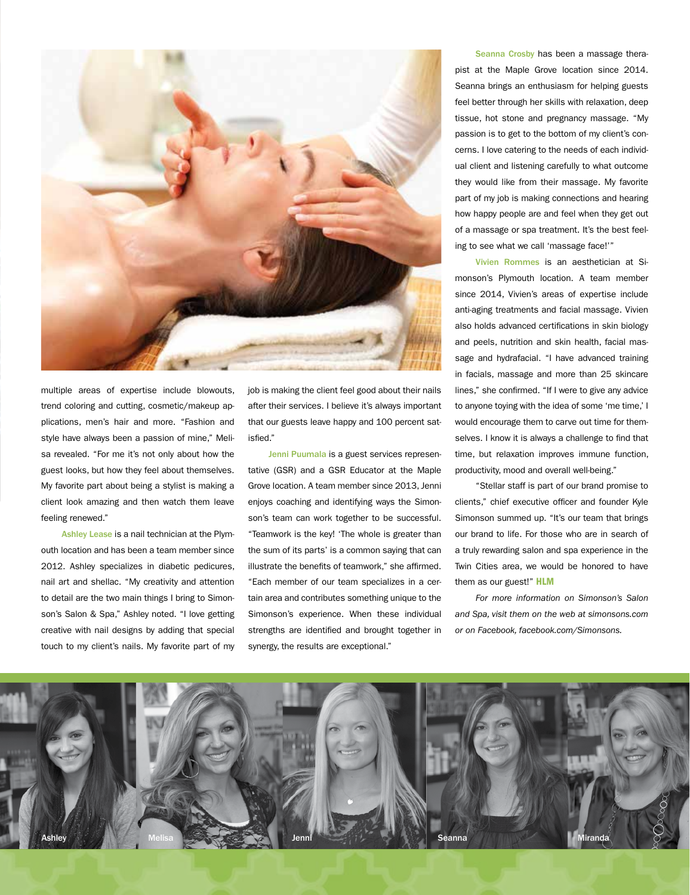multiple areas of expertise include blowouts, trend coloring and cutting, cosmetic/makeup applications, men's hair and more. "Fashion and style have always been a passion of mine," Melisa revealed. "For me it's not only about how the guest looks, but how they feel about themselves. My favorite part about being a stylist is making a client look amazing and then watch them leave feeling renewed."

Ashley Lease is a nail technician at the Plymouth location and has been a team member since 2012. Ashley specializes in diabetic pedicures, nail art and shellac. "My creativity and attention to detail are the two main things I bring to Simonson's Salon & Spa," Ashley noted. "I love getting creative with nail designs by adding that special touch to my client's nails. My favorite part of my job is making the client feel good about their nails after their services. I believe it's always important that our guests leave happy and 100 percent satisfied."

Jenni Puumala is a guest services representative (GSR) and a GSR Educator at the Maple Grove location. A team member since 2013, Jenni enjoys coaching and identifying ways the Simonson's team can work together to be successful. "Teamwork is the key! 'The whole is greater than the sum of its parts' is a common saying that can illustrate the benefits of teamwork," she affirmed. "Each member of our team specializes in a certain area and contributes something unique to the Simonson's experience. When these individual strengths are identified and brought together in synergy, the results are exceptional."

Seanna Crosby has been a massage therapist at the Maple Grove location since 2014. Seanna brings an enthusiasm for helping guests feel better through her skills with relaxation, deep tissue, hot stone and pregnancy massage. "My passion is to get to the bottom of my client's concerns. I love catering to the needs of each individual client and listening carefully to what outcome they would like from their massage. My favorite part of my job is making connections and hearing how happy people are and feel when they get out of a massage or spa treatment. It's the best feeling to see what we call 'massage face!'"

Vivien Rommes is an aesthetician at Simonson's Plymouth location. A team member since 2014, Vivien's areas of expertise include anti-aging treatments and facial massage. Vivien also holds advanced certifications in skin biology and peels, nutrition and skin health, facial massage and hydrafacial. "I have advanced training in facials, massage and more than 25 skincare lines," she confirmed. "If I were to give any advice to anyone toying with the idea of some 'me time,' I would encourage them to carve out time for themselves. I know it is always a challenge to find that time, but relaxation improves immune function, productivity, mood and overall well-being."

"Stellar staff is part of our brand promise to clients," chief executive officer and founder Kyle Simonson summed up. "It's our team that brings our brand to life. For those who are in search of a truly rewarding salon and spa experience in the Twin Cities area, we would be honored to have them as our guest!" **HLM**

*For more information on Simonson's Salon and Spa, visit them on the web at simonsons.com or on Facebook, facebook.com/Simonsons.*

Ashley Melisa Jenni Seanna Miranda